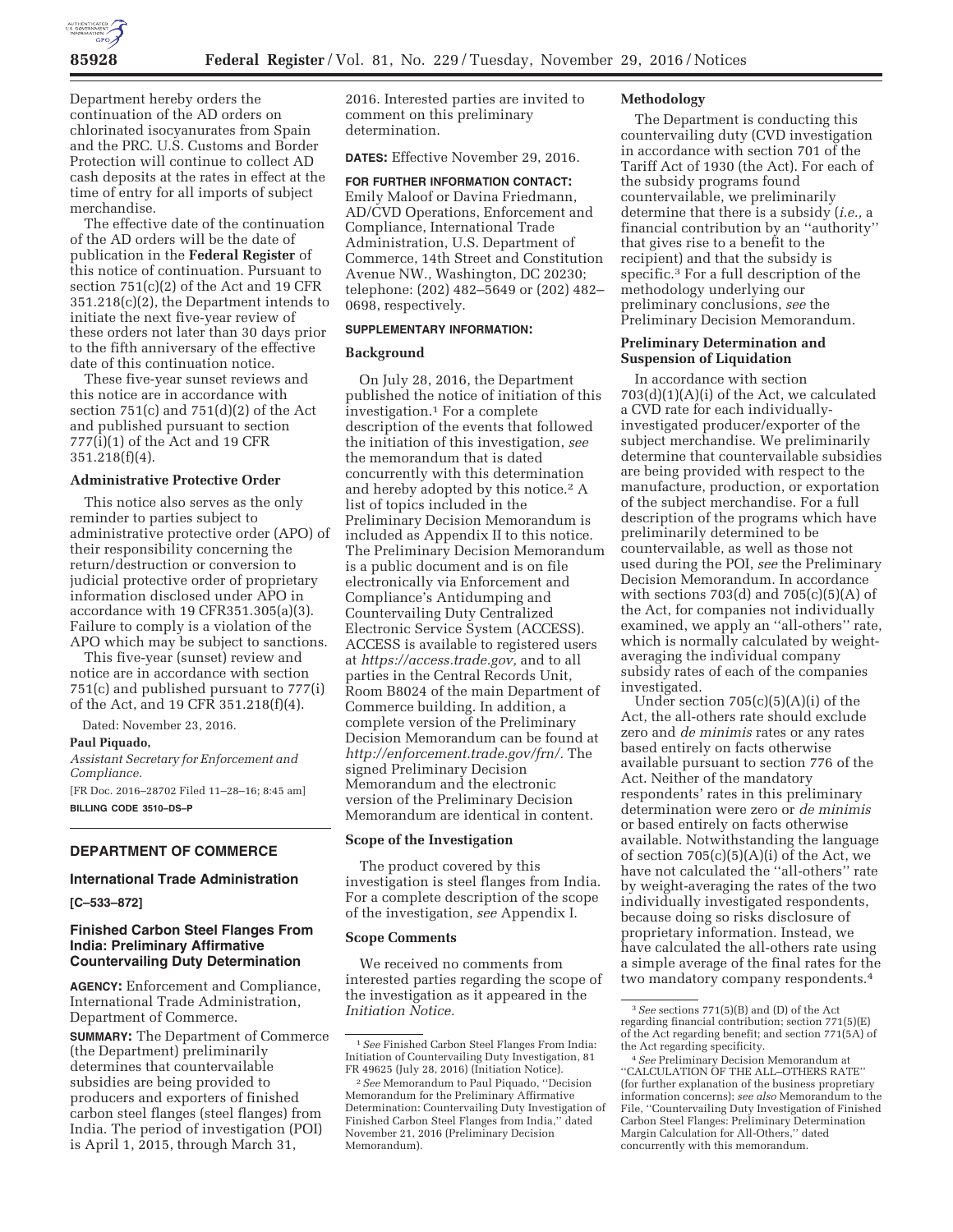Department hereby orders the continuation of the AD orders on chlorinated isocyanurates from Spain and the PRC. U.S. Customs and Border Protection will continue to collect AD cash deposits at the rates in effect at the time of entry for all imports of subject merchandise.

The effective date of the continuation of the AD orders will be the date of publication in the **Federal Register** of this notice of continuation. Pursuant to section 751(c)(2) of the Act and 19 CFR 351.218(c)(2), the Department intends to initiate the next five-year review of these orders not later than 30 days prior to the fifth anniversary of the effective date of this continuation notice.

These five-year sunset reviews and this notice are in accordance with section 751(c) and 751(d)(2) of the Act and published pursuant to section 777(i)(1) of the Act and 19 CFR 351.218(f)(4).

### Administrative Protective Order

This notice also serves as the only reminder to parties subject to administrative protective order (APO) of their responsibility concerning the return/destruction or conversion to judicial protective order of proprietary information disclosed under APO in accordance with 19 CFR351.305(a)(3). Failure to comply is a violation of the APO which may be subject to sanctions.

This five-year (sunset) review and notice are in accordance with section 751(c) and published pursuant to 777(i) of the Act, and 19 CFR 351.218(f)(4).

Dated: November 23, 2016.

**Paul Piquado,**

*Assistant Secretary for Enforcement and Compliance.*

[FR Doc. 2016–28702 Filed 11–28–16; 8:45 am]

**BILLING CODE 3510–DS–P**

## DEPARTMENT OF COMMERCE

### International Trade Administration

**[C–533–872]**

### Finished Carbon Steel Flanges From India: Preliminary Affirmative Countervailing Duty Determination

**AGENCY:** Enforcement and Compliance, International Trade Administration, Department of Commerce.

**SUMMARY:** The Department of Commerce (the Department) preliminarily determines that countervailable subsidies are being provided to producers and exporters of finished carbon steel flanges (steel flanges) from India. The period of investigation (POI) is April 1, 2015, through March 31, 2016. Interested parties are invited to comment on this preliminary determination.

**DATES:** Effective November 29, 2016.

**FOR FURTHER INFORMATION CONTACT:** Emily Maloof or Davina Friedmann, AD/CVD Operations, Enforcement and Compliance, International Trade Administration, U.S. Department of Commerce, 14th Street and Constitution Avenue NW., Washington, DC 20230; telephone: (202) 482–5649 or (202) 482–0698, respectively.

**SUPPLEMENTARY INFORMATION:**

### Background

On July 28, 2016, the Department published the notice of initiation of this investigation.[1] For a complete description of the events that followed the initiation of this investigation, *see* the memorandum that is dated concurrently with this determination and hereby adopted by this notice.[2] A list of topics included in the Preliminary Decision Memorandum is included as Appendix II to this notice. The Preliminary Decision Memorandum is a public document and is on file electronically via Enforcement and Compliance's Antidumping and Countervailing Duty Centralized Electronic Service System (ACCESS). ACCESS is available to registered users at *https://access.trade.gov,* and to all parties in the Central Records Unit, Room B8024 of the main Department of Commerce building. In addition, a complete version of the Preliminary Decision Memorandum can be found at *http://enforcement.trade.gov/frn/.* The signed Preliminary Decision Memorandum and the electronic version of the Preliminary Decision Memorandum are identical in content.

### Scope of the Investigation

The product covered by this investigation is steel flanges from India. For a complete description of the scope of the investigation, *see* Appendix I.

### Scope Comments

We received no comments from interested parties regarding the scope of the investigation as it appeared in the *Initiation Notice.*

### Methodology

The Department is conducting this countervailing duty (CVD investigation in accordance with section 701 of the Tariff Act of 1930 (the Act). For each of the subsidy programs found countervailable, we preliminarily determine that there is a subsidy (*i.e.,* a financial contribution by an "authority" that gives rise to a benefit to the recipient) and that the subsidy is specific.[3] For a full description of the methodology underlying our preliminary conclusions, *see* the Preliminary Decision Memorandum.

### Preliminary Determination and Suspension of Liquidation

In accordance with section 703(d)(1)(A)(i) of the Act, we calculated a CVD rate for each individually-investigated producer/exporter of the subject merchandise. We preliminarily determine that countervailable subsidies are being provided with respect to the manufacture, production, or exportation of the subject merchandise. For a full description of the programs which have preliminarily determined to be countervailable, as well as those not used during the POI, *see* the Preliminary Decision Memorandum. In accordance with sections 703(d) and 705(c)(5)(A) of the Act, for companies not individually examined, we apply an "all-others" rate, which is normally calculated by weight-averaging the individual company subsidy rates of each of the companies investigated.

Under section 705(c)(5)(A)(i) of the Act, the all-others rate should exclude zero and *de minimis* rates or any rates based entirely on facts otherwise available pursuant to section 776 of the Act. Neither of the mandatory respondents' rates in this preliminary determination were zero or *de minimis* or based entirely on facts otherwise available. Notwithstanding the language of section 705(c)(5)(A)(i) of the Act, we have not calculated the "all-others" rate by weight-averaging the rates of the two individually investigated respondents, because doing so risks disclosure of proprietary information. Instead, we have calculated the all-others rate using a simple average of the final rates for the two mandatory company respondents.[4]

---

[1] *See* Finished Carbon Steel Flanges From India: Initiation of Countervailing Duty Investigation, 81 FR 49625 (July 28, 2016) (Initiation Notice).

[2] *See* Memorandum to Paul Piquado, "Decision Memorandum for the Preliminary Affirmative Determination: Countervailing Duty Investigation of Finished Carbon Steel Flanges from India," dated November 21, 2016 (Preliminary Decision Memorandum).

[3] *See* sections 771(5)(B) and (D) of the Act regarding financial contribution; section 771(5)(E) of the Act regarding benefit; and section 771(5A) of the Act regarding specificity.

[4] *See* Preliminary Decision Memorandum at "CALCULATION OF THE ALL–OTHERS RATE" (for further explanation of the business proprietary information concerns); *see also* Memorandum to the File, "Countervailing Duty Investigation of Finished Carbon Steel Flanges: Preliminary Determination Margin Calculation for All-Others," dated concurrently with this memorandum.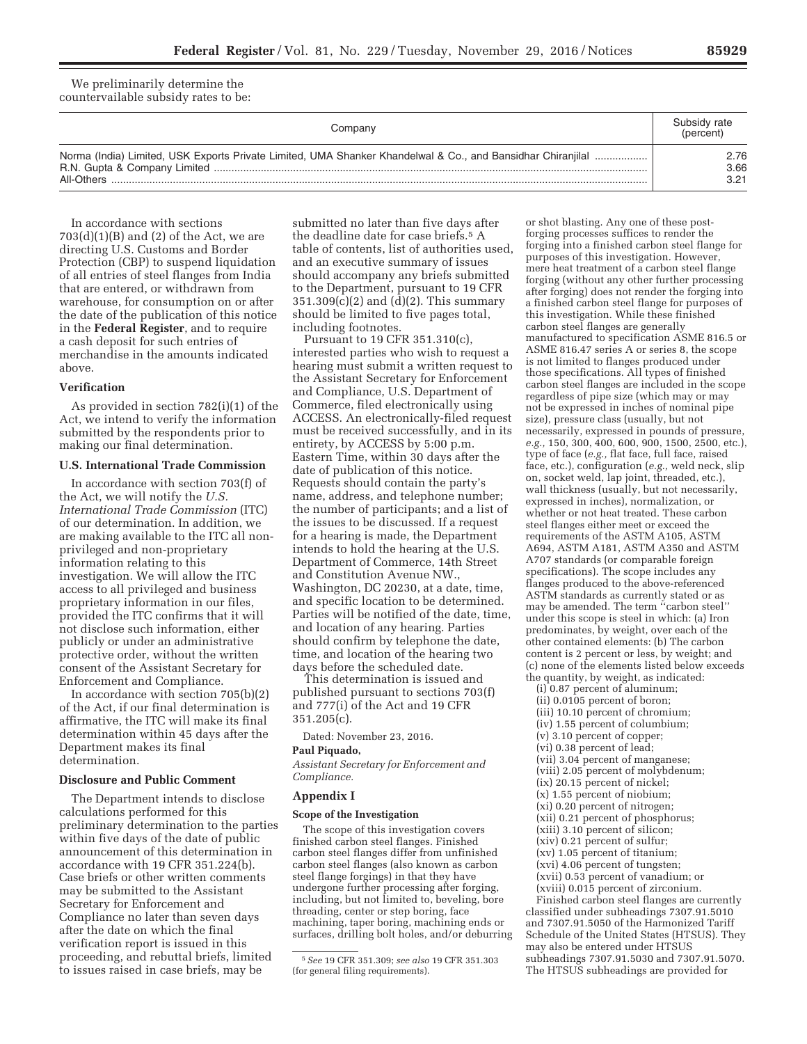We preliminarily determine the countervailable subsidy rates to be:

| Company | Subsidy rate (percent) |
|---|---|
| Norma (India) Limited, USK Exports Private Limited, UMA Shanker Khandelwal & Co., and Bansidhar Chiranjilal | 2.76 |
| R.N. Gupta & Company Limited | 3.66 |
| All-Others | 3.21 |

In accordance with sections 703(d)(1)(B) and (2) of the Act, we are directing U.S. Customs and Border Protection (CBP) to suspend liquidation of all entries of steel flanges from India that are entered, or withdrawn from warehouse, for consumption on or after the date of the publication of this notice in the **Federal Register**, and to require a cash deposit for such entries of merchandise in the amounts indicated above.

### Verification

As provided in section 782(i)(1) of the Act, we intend to verify the information submitted by the respondents prior to making our final determination.

### U.S. International Trade Commission

In accordance with section 703(f) of the Act, we will notify the *U.S. International Trade Commission* (ITC) of our determination. In addition, we are making available to the ITC all non-privileged and non-proprietary information relating to this investigation. We will allow the ITC access to all privileged and business proprietary information in our files, provided the ITC confirms that it will not disclose such information, either publicly or under an administrative protective order, without the written consent of the Assistant Secretary for Enforcement and Compliance.

In accordance with section 705(b)(2) of the Act, if our final determination is affirmative, the ITC will make its final determination within 45 days after the Department makes its final determination.

### Disclosure and Public Comment

The Department intends to disclose calculations performed for this preliminary determination to the parties within five days of the date of public announcement of this determination in accordance with 19 CFR 351.224(b). Case briefs or other written comments may be submitted to the Assistant Secretary for Enforcement and Compliance no later than seven days after the date on which the final verification report is issued in this proceeding, and rebuttal briefs, limited to issues raised in case briefs, may be submitted no later than five days after the deadline date for case briefs.[5] A table of contents, list of authorities used, and an executive summary of issues should accompany any briefs submitted to the Department, pursuant to 19 CFR 351.309(c)(2) and (d)(2). This summary should be limited to five pages total, including footnotes.

Pursuant to 19 CFR 351.310(c), interested parties who wish to request a hearing must submit a written request to the Assistant Secretary for Enforcement and Compliance, U.S. Department of Commerce, filed electronically using ACCESS. An electronically-filed request must be received successfully, and in its entirety, by ACCESS by 5:00 p.m. Eastern Time, within 30 days after the date of publication of this notice. Requests should contain the party's name, address, and telephone number; the number of participants; and a list of the issues to be discussed. If a request for a hearing is made, the Department intends to hold the hearing at the U.S. Department of Commerce, 14th Street and Constitution Avenue NW., Washington, DC 20230, at a date, time, and specific location to be determined. Parties will be notified of the date, time, and location of any hearing. Parties should confirm by telephone the date, time, and location of the hearing two days before the scheduled date.

This determination is issued and published pursuant to sections 703(f) and 777(i) of the Act and 19 CFR 351.205(c).

Dated: November 23, 2016.

**Paul Piquado,**

*Assistant Secretary for Enforcement and Compliance.*

## Appendix I

### Scope of the Investigation

The scope of this investigation covers finished carbon steel flanges. Finished carbon steel flanges differ from unfinished carbon steel flanges (also known as carbon steel flange forgings) in that they have undergone further processing after forging, including, but not limited to, beveling, bore threading, center or step boring, face machining, taper boring, machining ends or surfaces, drilling bolt holes, and/or deburring or shot blasting. Any one of these post-forging processes suffices to render the forging into a finished carbon steel flange for purposes of this investigation. However, mere heat treatment of a carbon steel flange forging (without any other further processing after forging) does not render the forging into a finished carbon steel flange for purposes of this investigation. While these finished carbon steel flanges are generally manufactured to specification ASME 816.5 or ASME 816.47 series A or series 8, the scope is not limited to flanges produced under those specifications. All types of finished carbon steel flanges are included in the scope regardless of pipe size (which may or may not be expressed in inches of nominal pipe size), pressure class (usually, but not necessarily, expressed in pounds of pressure, *e.g.,* 150, 300, 400, 600, 900, 1500, 2500, etc.), type of face (*e.g.,* flat face, full face, raised face, etc.), configuration (*e.g.,* weld neck, slip on, socket weld, lap joint, threaded, etc.), wall thickness (usually, but not necessarily, expressed in inches), normalization, or whether or not heat treated. These carbon steel flanges either meet or exceed the requirements of the ASTM A105, ASTM A694, ASTM A181, ASTM A350 and ASTM A707 standards (or comparable foreign specifications). The scope includes any flanges produced to the above-referenced ASTM standards as currently stated or as may be amended. The term "carbon steel" under this scope is steel in which: (a) Iron predominates, by weight, over each of the other contained elements: (b) The carbon content is 2 percent or less, by weight; and (c) none of the elements listed below exceeds the quantity, by weight, as indicated:

(i) 0.87 percent of aluminum;
(ii) 0.0105 percent of boron;
(iii) 10.10 percent of chromium;
(iv) 1.55 percent of columbium;
(v) 3.10 percent of copper;
(vi) 0.38 percent of lead;
(vii) 3.04 percent of manganese;
(viii) 2.05 percent of molybdenum;
(ix) 20.15 percent of nickel;
(x) 1.55 percent of niobium;
(xi) 0.20 percent of nitrogen;
(xii) 0.21 percent of phosphorus;
(xiii) 3.10 percent of silicon;
(xiv) 0.21 percent of sulfur;
(xv) 1.05 percent of titanium;
(xvi) 4.06 percent of tungsten;
(xvii) 0.53 percent of vanadium; or
(xviii) 0.015 percent of zirconium.

Finished carbon steel flanges are currently classified under subheadings 7307.91.5010 and 7307.91.5050 of the Harmonized Tariff Schedule of the United States (HTSUS). They may also be entered under HTSUS subheadings 7307.91.5030 and 7307.91.5070. The HTSUS subheadings are provided for

---

[5] *See* 19 CFR 351.309; *see also* 19 CFR 351.303 (for general filing requirements).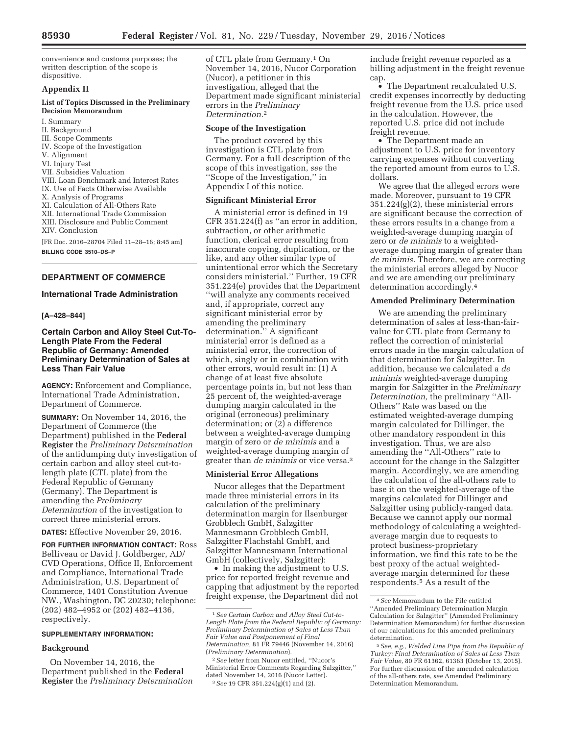convenience and customs purposes; the written description of the scope is dispositive.

## Appendix II

### List of Topics Discussed in the Preliminary Decision Memorandum

I. Summary
II. Background
III. Scope Comments
IV. Scope of the Investigation
V. Alignment
VI. Injury Test
VII. Subsidies Valuation
VIII. Loan Benchmark and Interest Rates
IX. Use of Facts Otherwise Available
X. Analysis of Programs
XI. Calculation of All-Others Rate
XII. International Trade Commission
XIII. Disclosure and Public Comment
XIV. Conclusion

[FR Doc. 2016–28704 Filed 11–28–16; 8:45 am]

**BILLING CODE 3510–DS–P**

---

## DEPARTMENT OF COMMERCE

### International Trade Administration

**[A–428–844]**

### Certain Carbon and Alloy Steel Cut-To-Length Plate From the Federal Republic of Germany: Amended Preliminary Determination of Sales at Less Than Fair Value

**AGENCY:** Enforcement and Compliance, International Trade Administration, Department of Commerce.

**SUMMARY:** On November 14, 2016, the Department of Commerce (the Department) published in the **Federal Register** the *Preliminary Determination* of the antidumping duty investigation of certain carbon and alloy steel cut-to-length plate (CTL plate) from the Federal Republic of Germany (Germany). The Department is amending the *Preliminary Determination* of the investigation to correct three ministerial errors.

**DATES:** Effective November 29, 2016.

**FOR FURTHER INFORMATION CONTACT:** Ross Belliveau or David J. Goldberger, AD/CVD Operations, Office II, Enforcement and Compliance, International Trade Administration, U.S. Department of Commerce, 1401 Constitution Avenue NW., Washington, DC 20230; telephone: (202) 482–4952 or (202) 482–4136, respectively.

**SUPPLEMENTARY INFORMATION:**

### Background

On November 14, 2016, the Department published in the **Federal Register** the *Preliminary Determination* of CTL plate from Germany.[1] On November 14, 2016, Nucor Corporation (Nucor), a petitioner in this investigation, alleged that the Department made significant ministerial errors in the *Preliminary Determination.*[2]

### Scope of the Investigation

The product covered by this investigation is CTL plate from Germany. For a full description of the scope of this investigation, *see* the "Scope of the Investigation," in Appendix I of this notice.

### Significant Ministerial Error

A ministerial error is defined in 19 CFR 351.224(f) as "an error in addition, subtraction, or other arithmetic function, clerical error resulting from inaccurate copying, duplication, or the like, and any other similar type of unintentional error which the Secretary considers ministerial." Further, 19 CFR 351.224(e) provides that the Department "will analyze any comments received and, if appropriate, correct any significant ministerial error by amending the preliminary determination." A significant ministerial error is defined as a ministerial error, the correction of which, singly or in combination with other errors, would result in: (1) A change of at least five absolute percentage points in, but not less than 25 percent of, the weighted-average dumping margin calculated in the original (erroneous) preliminary determination; or (2) a difference between a weighted-average dumping margin of zero or *de minimis* and a weighted-average dumping margin of greater than *de minimis* or vice versa.[3]

### Ministerial Error Allegations

Nucor alleges that the Department made three ministerial errors in its calculation of the preliminary determination margin for Ilsenburger Grobblech GmbH, Salzgitter Mannesmann Grobblech GmbH, Salzgitter Flachstahl GmbH, and Salzgitter Mannesmann International GmbH (collectively, Salzgitter):

- In making the adjustment to U.S. price for reported freight revenue and capping that adjustment by the reported freight expense, the Department did not include freight revenue reported as a billing adjustment in the freight revenue cap.
- The Department recalculated U.S. credit expenses incorrectly by deducting freight revenue from the U.S. price used in the calculation. However, the reported U.S. price did not include freight revenue.
- The Department made an adjustment to U.S. price for inventory carrying expenses without converting the reported amount from euros to U.S. dollars.

We agree that the alleged errors were made. Moreover, pursuant to 19 CFR 351.224(g)(2), these ministerial errors are significant because the correction of these errors results in a change from a weighted-average dumping margin of zero or *de minimis* to a weighted-average dumping margin of greater than *de minimis.* Therefore, we are correcting the ministerial errors alleged by Nucor and we are amending our preliminary determination accordingly.[4]

### Amended Preliminary Determination

We are amending the preliminary determination of sales at less-than-fair-value for CTL plate from Germany to reflect the correction of ministerial errors made in the margin calculation of that determination for Salzgitter. In addition, because we calculated a *de minimis* weighted-average dumping margin for Salzgitter in the *Preliminary Determination,* the preliminary "All-Others" Rate was based on the estimated weighted-average dumping margin calculated for Dillinger, the other mandatory respondent in this investigation. Thus, we are also amending the "All-Others" rate to account for the change in the Salzgitter margin. Accordingly, we are amending the calculation of the all-others rate to base it on the weighted-average of the margins calculated for Dillinger and Salzgitter using publicly-ranged data. Because we cannot apply our normal methodology of calculating a weighted-average margin due to requests to protect business-proprietary information, we find this rate to be the best proxy of the actual weighted-average margin determined for these respondents.[5] As a result of the

---

[1] *See Certain Carbon and Alloy Steel Cut-to-Length Plate from the Federal Republic of Germany: Preliminary Determination of Sales at Less Than Fair Value and Postponement of Final Determination,* 81 FR 79446 (November 14, 2016) (*Preliminary Determination*).

[2] *See* letter from Nucor entitled, "Nucor's Ministerial Error Comments Regarding Salzgitter," dated November 14, 2016 (Nucor Letter).

[3] *See* 19 CFR 351.224(g)(1) and (2).

[4] *See* Memorandum to the File entitled "Amended Preliminary Determination Margin Calculation for Salzgitter" (Amended Preliminary Determination Memorandum) for further discussion of our calculations for this amended preliminary determination.

[5] *See, e.g., Welded Line Pipe from the Republic of Turkey: Final Determination of Sales at Less Than Fair Value,* 80 FR 61362, 61363 (October 13, 2015). For further discussion of the amended calculation of the all-others rate, *see* Amended Preliminary Determination Memorandum.